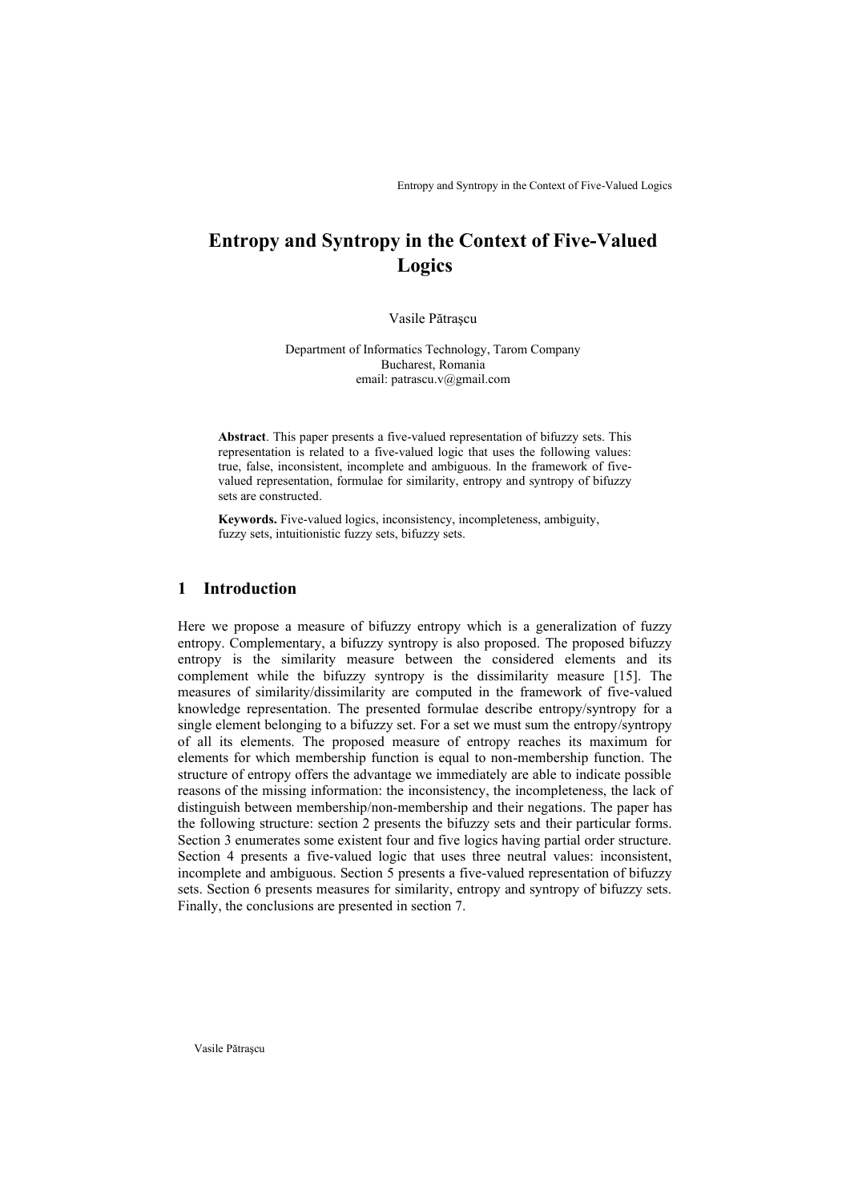# Entropy and Syntropy in the Context of Five-Valued Logics

Vasile Pătraşcu

Department of Informatics Technology, Tarom Company
Bucharest, Romania
email: patrascu.v@gmail.com

**Abstract**. This paper presents a five-valued representation of bifuzzy sets. This representation is related to a five-valued logic that uses the following values: true, false, inconsistent, incomplete and ambiguous. In the framework of five-valued representation, formulae for similarity, entropy and syntropy of bifuzzy sets are constructed.

**Keywords.** Five-valued logics, inconsistency, incompleteness, ambiguity, fuzzy sets, intuitionistic fuzzy sets, bifuzzy sets.

## 1 Introduction

Here we propose a measure of bifuzzy entropy which is a generalization of fuzzy entropy. Complementary, a bifuzzy syntropy is also proposed. The proposed bifuzzy entropy is the similarity measure between the considered elements and its complement while the bifuzzy syntropy is the dissimilarity measure [15]. The measures of similarity/dissimilarity are computed in the framework of five-valued knowledge representation. The presented formulae describe entropy/syntropy for a single element belonging to a bifuzzy set. For a set we must sum the entropy/syntropy of all its elements. The proposed measure of entropy reaches its maximum for elements for which membership function is equal to non-membership function. The structure of entropy offers the advantage we immediately are able to indicate possible reasons of the missing information: the inconsistency, the incompleteness, the lack of distinguish between membership/non-membership and their negations. The paper has the following structure: section 2 presents the bifuzzy sets and their particular forms. Section 3 enumerates some existent four and five logics having partial order structure. Section 4 presents a five-valued logic that uses three neutral values: inconsistent, incomplete and ambiguous. Section 5 presents a five-valued representation of bifuzzy sets. Section 6 presents measures for similarity, entropy and syntropy of bifuzzy sets. Finally, the conclusions are presented in section 7.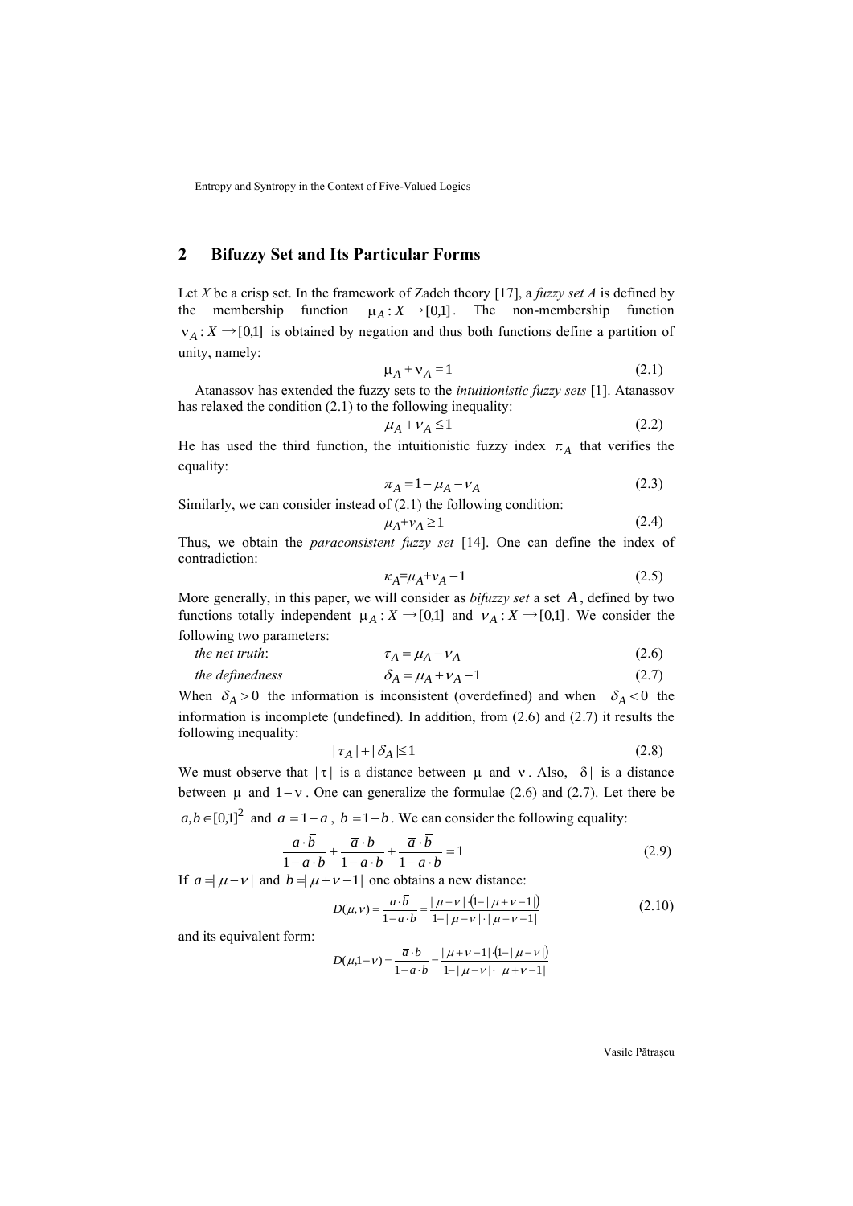## 2 Bifuzzy Set and Its Particular Forms

Let *X* be a crisp set. In the framework of Zadeh theory [17], a *fuzzy set A* is defined by the membership function $\mu_A : X \to [0,1]$. The non-membership function $\nu_A : X \to [0,1]$ is obtained by negation and thus both functions define a partition of unity, namely:

$$\mu_A + \nu_A = 1 \tag{2.1}$$

Atanassov has extended the fuzzy sets to the *intuitionistic fuzzy sets* [1]. Atanassov has relaxed the condition (2.1) to the following inequality:

$$\mu_A + \nu_A \le 1 \tag{2.2}$$

He has used the third function, the intuitionistic fuzzy index $\pi_A$ that verifies the equality:

$$\pi_A = 1 - \mu_A - \nu_A \tag{2.3}$$

Similarly, we can consider instead of (2.1) the following condition:

$$\mu_A + \nu_A \ge 1 \tag{2.4}$$

Thus, we obtain the *paraconsistent fuzzy set* [14]. One can define the index of contradiction:

$$\kappa_A = \mu_A + \nu_A - 1 \tag{2.5}$$

More generally, in this paper, we will consider as *bifuzzy set* a set $A$, defined by two functions totally independent $\mu_A : X \to [0,1]$ and $\nu_A : X \to [0,1]$. We consider the following two parameters:

*the net truth*:
$$\tau_A = \mu_A - \nu_A \tag{2.6}$$

*the definedness*
$$\delta_A = \mu_A + \nu_A - 1 \tag{2.7}$$

When $\delta_A > 0$ the information is inconsistent (overdefined) and when $\delta_A < 0$ the information is incomplete (undefined). In addition, from (2.6) and (2.7) it results the following inequality:

$$|\tau_A| + |\delta_A| \le 1 \tag{2.8}$$

We must observe that $|\tau|$ is a distance between $\mu$ and $\nu$. Also, $|\delta|$ is a distance between $\mu$ and $1-\nu$. One can generalize the formulae (2.6) and (2.7). Let there be $a, b \in [0,1]^2$ and $\bar{a} = 1 - a$, $\bar{b} = 1 - b$. We can consider the following equality:

$$\frac{a \cdot \bar{b}}{1 - a \cdot b} + \frac{\bar{a} \cdot b}{1 - a \cdot b} + \frac{\bar{a} \cdot \bar{b}}{1 - a \cdot b} = 1 \tag{2.9}$$

If $a = |\mu - \nu|$ and $b = |\mu + \nu - 1|$ one obtains a new distance:

$$D(\mu, \nu) = \frac{a \cdot \bar{b}}{1 - a \cdot b} = \frac{|\mu - \nu| \cdot (1 - |\mu + \nu - 1|)}{1 - |\mu - \nu| \cdot |\mu + \nu - 1|} \tag{2.10}$$

and its equivalent form:

$$D(\mu, 1 - \nu) = \frac{\bar{a} \cdot b}{1 - a \cdot b} = \frac{|\mu + \nu - 1| \cdot (1 - |\mu - \nu|)}{1 - |\mu - \nu| \cdot |\mu + \nu - 1|}$$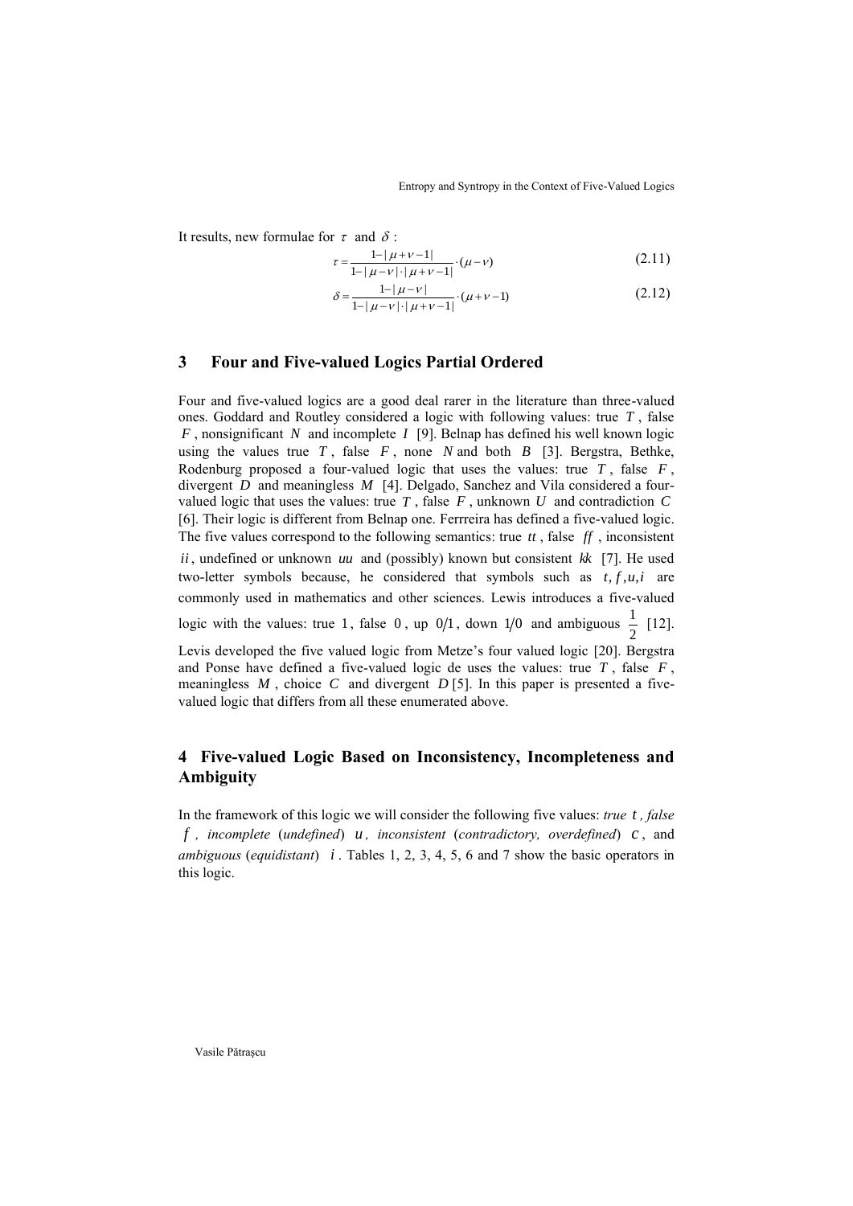It results, new formulae for $\tau$ and $\delta$ :

$$\tau = \frac{1-|\mu+\nu-1|}{1-|\mu-\nu|\cdot|\mu+\nu-1|}\cdot(\mu-\nu) \tag{2.11}$$

$$\delta = \frac{1-|\mu-\nu|}{1-|\mu-\nu|\cdot|\mu+\nu-1|}\cdot(\mu+\nu-1) \tag{2.12}$$

## 3 Four and Five-valued Logics Partial Ordered

Four and five-valued logics are a good deal rarer in the literature than three-valued ones. Goddard and Routley considered a logic with following values: true $T$, false $F$, nonsignificant $N$ and incomplete $I$ [9]. Belnap has defined his well known logic using the values true $T$, false $F$, none $N$ and both $B$ [3]. Bergstra, Bethke, Rodenburg proposed a four-valued logic that uses the values: true $T$, false $F$, divergent $D$ and meaningless $M$ [4]. Delgado, Sanchez and Vila considered a four-valued logic that uses the values: true $T$, false $F$, unknown $U$ and contradiction $C$ [6]. Their logic is different from Belnap one. Ferrreira has defined a five-valued logic. The five values correspond to the following semantics: true $tt$, false $ff$, inconsistent $ii$, undefined or unknown $uu$ and (possibly) known but consistent $kk$ [7]. He used two-letter symbols because, he considered that symbols such as $t, f, u, i$ are commonly used in mathematics and other sciences. Lewis introduces a five-valued logic with the values: true $1$, false $0$, up $0/1$, down $1/0$ and ambiguous $\frac{1}{2}$ [12]. Levis developed the five valued logic from Metze's four valued logic [20]. Bergstra and Ponse have defined a five-valued logic de uses the values: true $T$, false $F$, meaningless $M$, choice $C$ and divergent $D$ [5]. In this paper is presented a five-valued logic that differs from all these enumerated above.

## 4 Five-valued Logic Based on Inconsistency, Incompleteness and Ambiguity

In the framework of this logic we will consider the following five values: *true* $t$, *false* $f$, *incomplete* (*undefined*) $u$, *inconsistent* (*contradictory, overdefined*) $c$, and *ambiguous* (*equidistant*) $i$. Tables 1, 2, 3, 4, 5, 6 and 7 show the basic operators in this logic.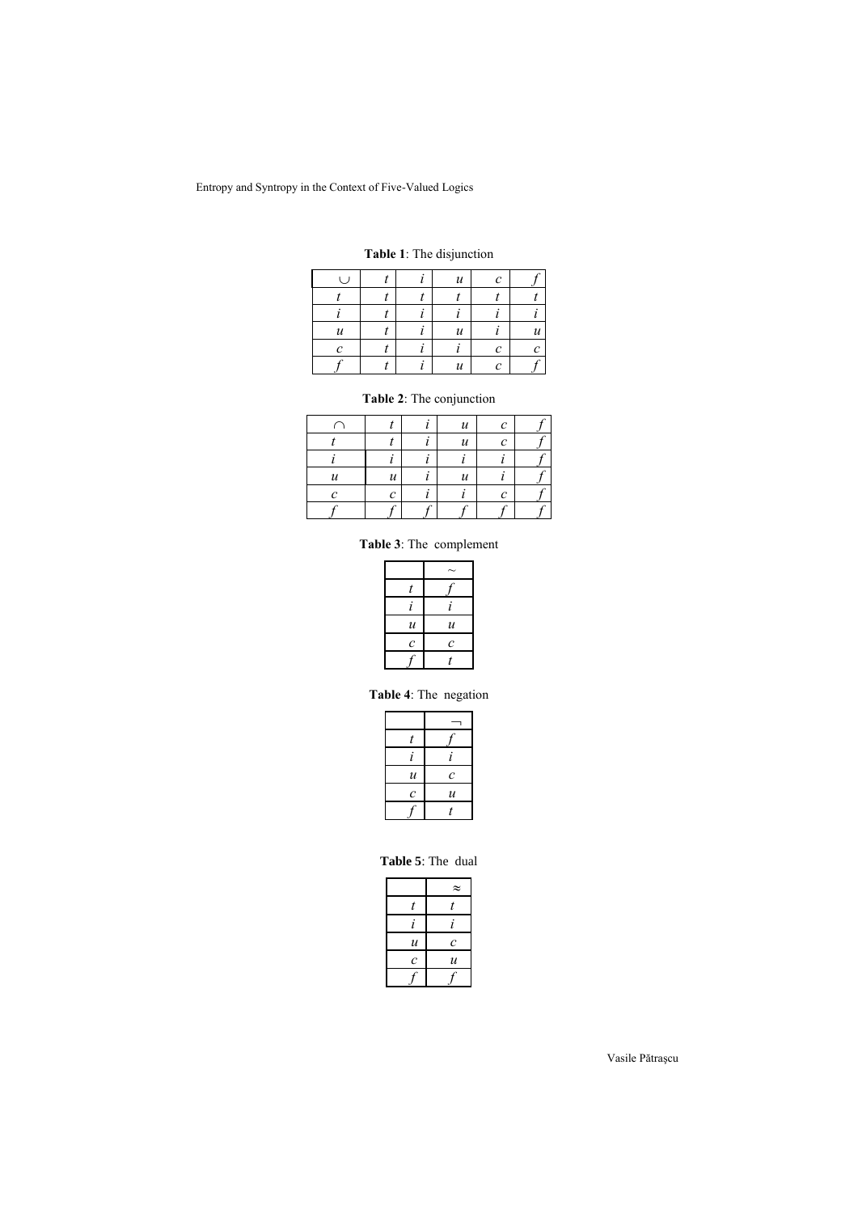**Table 1**: The disjunction

| $\cup$ | $t$ | $i$ | $u$ | $c$ | $f$ |
|---|---|---|---|---|---|
| $t$ | $t$ | $t$ | $t$ | $t$ | $t$ |
| $i$ | $t$ | $i$ | $i$ | $i$ | $i$ |
| $u$ | $t$ | $i$ | $u$ | $i$ | $u$ |
| $c$ | $t$ | $i$ | $i$ | $c$ | $c$ |
| $f$ | $t$ | $i$ | $u$ | $c$ | $f$ |

**Table 2**: The conjunction

| $\cap$ | $t$ | $i$ | $u$ | $c$ | $f$ |
|---|---|---|---|---|---|
| $t$ | $t$ | $i$ | $u$ | $c$ | $f$ |
| $i$ | $i$ | $i$ | $i$ | $i$ | $f$ |
| $u$ | $u$ | $i$ | $u$ | $i$ | $f$ |
| $c$ | $c$ | $i$ | $i$ | $c$ | $f$ |
| $f$ | $f$ | $f$ | $f$ | $f$ | $f$ |

**Table 3**: The complement

| | $\sim$ |
|---|---|
| $t$ | $f$ |
| $i$ | $i$ |
| $u$ | $u$ |
| $c$ | $c$ |
| $f$ | $t$ |

**Table 4**: The negation

| | $\neg$ |
|---|---|
| $t$ | $f$ |
| $i$ | $i$ |
| $u$ | $c$ |
| $c$ | $u$ |
| $f$ | $t$ |

**Table 5**: The dual

| | $\approx$ |
|---|---|
| $t$ | $t$ |
| $i$ | $i$ |
| $u$ | $c$ |
| $c$ | $u$ |
| $f$ | $f$ |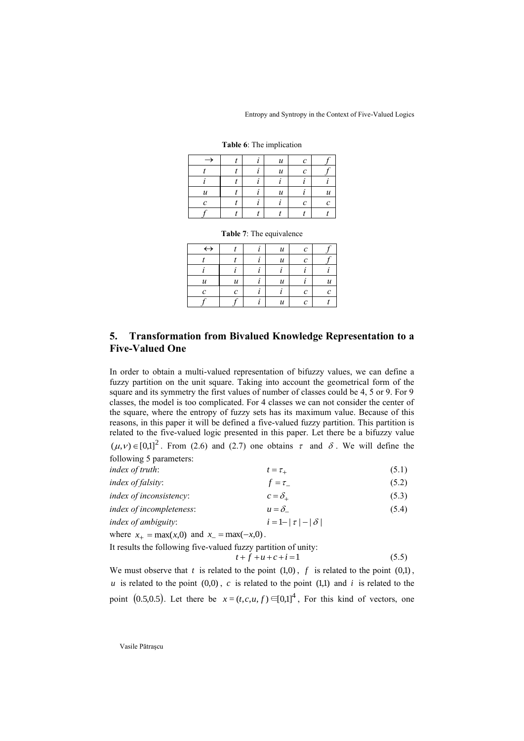**Table 6**: The implication

| $\to$ | $t$ | $i$ | $u$ | $c$ | $f$ |
|---|---|---|---|---|---|
| $t$ | $t$ | $i$ | $u$ | $c$ | $f$ |
| $i$ | $t$ | $i$ | $i$ | $i$ | $i$ |
| $u$ | $t$ | $i$ | $u$ | $i$ | $u$ |
| $c$ | $t$ | $i$ | $i$ | $c$ | $c$ |
| $f$ | $t$ | $t$ | $t$ | $t$ | $t$ |

**Table 7**: The equivalence

| $\leftrightarrow$ | $t$ | $i$ | $u$ | $c$ | $f$ |
|---|---|---|---|---|---|
| $t$ | $t$ | $i$ | $u$ | $c$ | $f$ |
| $i$ | $i$ | $i$ | $i$ | $i$ | $i$ |
| $u$ | $u$ | $i$ | $u$ | $i$ | $u$ |
| $c$ | $c$ | $i$ | $i$ | $c$ | $c$ |
| $f$ | $f$ | $i$ | $u$ | $c$ | $t$ |

## 5. Transformation from Bivalued Knowledge Representation to a Five-Valued One

In order to obtain a multi-valued representation of bifuzzy values, we can define a fuzzy partition on the unit square. Taking into account the geometrical form of the square and its symmetry the first values of number of classes could be 4, 5 or 9. For 9 classes, the model is too complicated. For 4 classes we can not consider the center of the square, where the entropy of fuzzy sets has its maximum value. Because of this reasons, in this paper it will be defined a five-valued fuzzy partition. This partition is related to the five-valued logic presented in this paper. Let there be a bifuzzy value $(\mu,\nu)\in[0,1]^2$. From (2.6) and (2.7) one obtains $\tau$ and $\delta$. We will define the following 5 parameters:

*index of truth*: $$t=\tau_+ \tag{5.1}$$

*index of falsity*: $$f=\tau_- \tag{5.2}$$

*index of inconsistency*: $$c=\delta_+ \tag{5.3}$$

*index of incompleteness*: $$u=\delta_- \tag{5.4}$$

*index of ambiguity*: $$i=1-|\tau|-|\delta|$$

where $x_+=\max(x,0)$ and $x_-=\max(-x,0)$.

It results the following five-valued fuzzy partition of unity:

$$t+f+u+c+i=1 \tag{5.5}$$

We must observe that $t$ is related to the point $(1,0)$, $f$ is related to the point $(0,1)$, $u$ is related to the point $(0,0)$, $c$ is related to the point $(1,1)$ and $i$ is related to the point $(0.5,0.5)$. Let there be $x=(t,c,u,f)\in[0,1]^4$, For this kind of vectors, one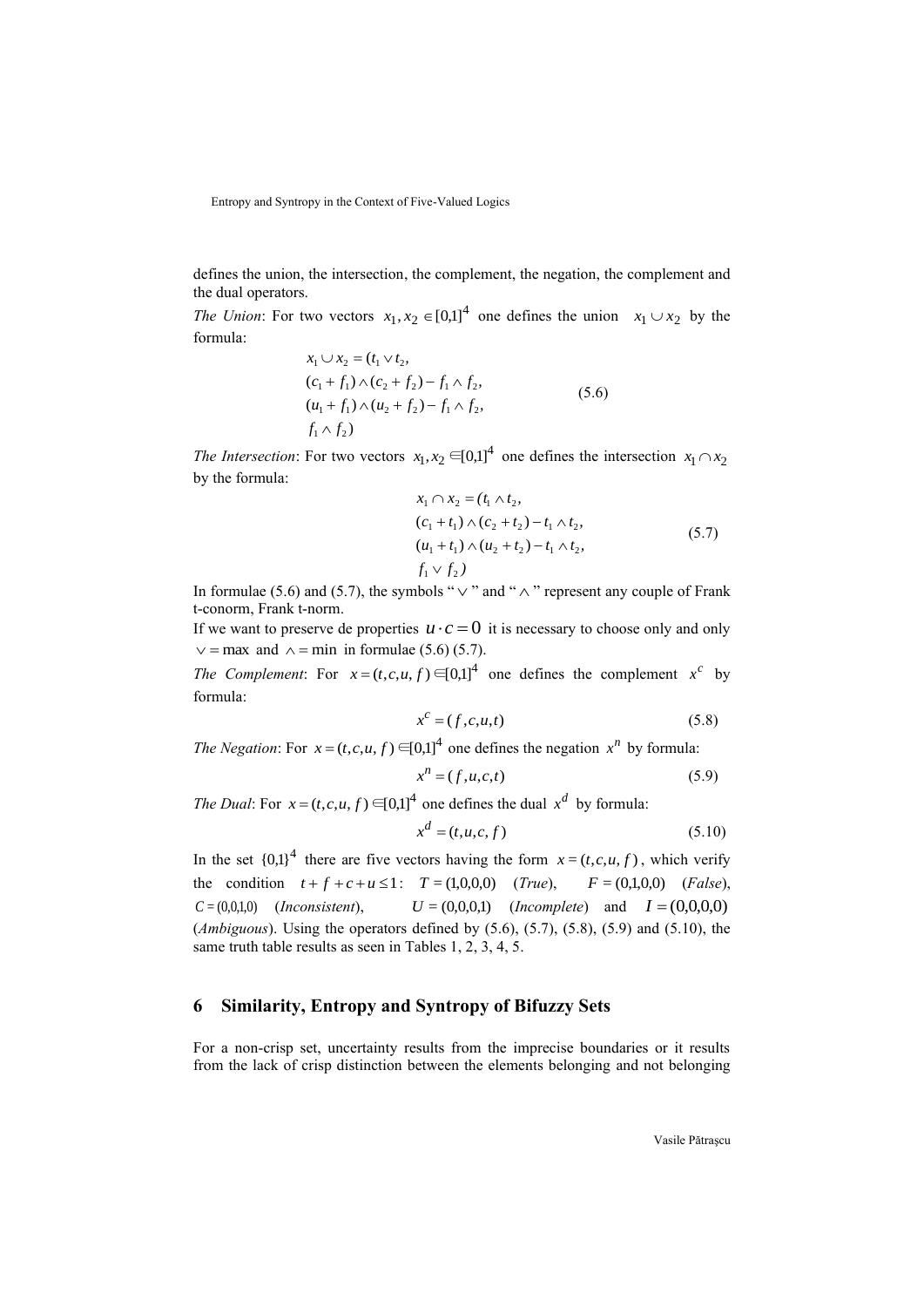defines the union, the intersection, the complement, the negation, the complement and the dual operators.

*The Union*: For two vectors $x_1, x_2 \in [0,1]^4$ one defines the union $x_1 \cup x_2$ by the formula:

$$\begin{aligned} x_1 \cup x_2 = (&t_1 \vee t_2, \\ &(c_1 + f_1) \wedge (c_2 + f_2) - f_1 \wedge f_2, \\ &(u_1 + f_1) \wedge (u_2 + f_2) - f_1 \wedge f_2, \\ &f_1 \wedge f_2) \end{aligned} \tag{5.6}$$

*The Intersection*: For two vectors $x_1, x_2 \in [0,1]^4$ one defines the intersection $x_1 \cap x_2$ by the formula:

$$\begin{aligned} x_1 \cap x_2 = (&t_1 \wedge t_2, \\ &(c_1 + t_1) \wedge (c_2 + t_2) - t_1 \wedge t_2, \\ &(u_1 + t_1) \wedge (u_2 + t_2) - t_1 \wedge t_2, \\ &f_1 \vee f_2) \end{aligned} \tag{5.7}$$

In formulae (5.6) and (5.7), the symbols "$\vee$" and "$\wedge$" represent any couple of Frank t-conorm, Frank t-norm.

If we want to preserve de properties $u \cdot c = 0$ it is necessary to choose only and only $\vee = \max$ and $\wedge = \min$ in formulae (5.6) (5.7).

*The Complement*: For $x = (t, c, u, f) \in [0,1]^4$ one defines the complement $x^c$ by formula:

$$x^c = (f, c, u, t) \tag{5.8}$$

*The Negation*: For $x = (t, c, u, f) \in [0,1]^4$ one defines the negation $x^n$ by formula:

$$x^n = (f, u, c, t) \tag{5.9}$$

*The Dual*: For $x = (t, c, u, f) \in [0,1]^4$ one defines the dual $x^d$ by formula:

$$x^d = (t, u, c, f) \tag{5.10}$$

In the set $\{0,1\}^4$ there are five vectors having the form $x = (t, c, u, f)$, which verify the condition $t + f + c + u \le 1$: $T = (1,0,0,0)$ (*True*), $F = (0,1,0,0)$ (*False*), $C = (0,0,1,0)$ (*Inconsistent*), $U = (0,0,0,1)$ (*Incomplete*) and $I = (0,0,0,0)$ (*Ambiguous*). Using the operators defined by (5.6), (5.7), (5.8), (5.9) and (5.10), the same truth table results as seen in Tables 1, 2, 3, 4, 5.

## 6 Similarity, Entropy and Syntropy of Bifuzzy Sets

For a non-crisp set, uncertainty results from the imprecise boundaries or it results from the lack of crisp distinction between the elements belonging and not belonging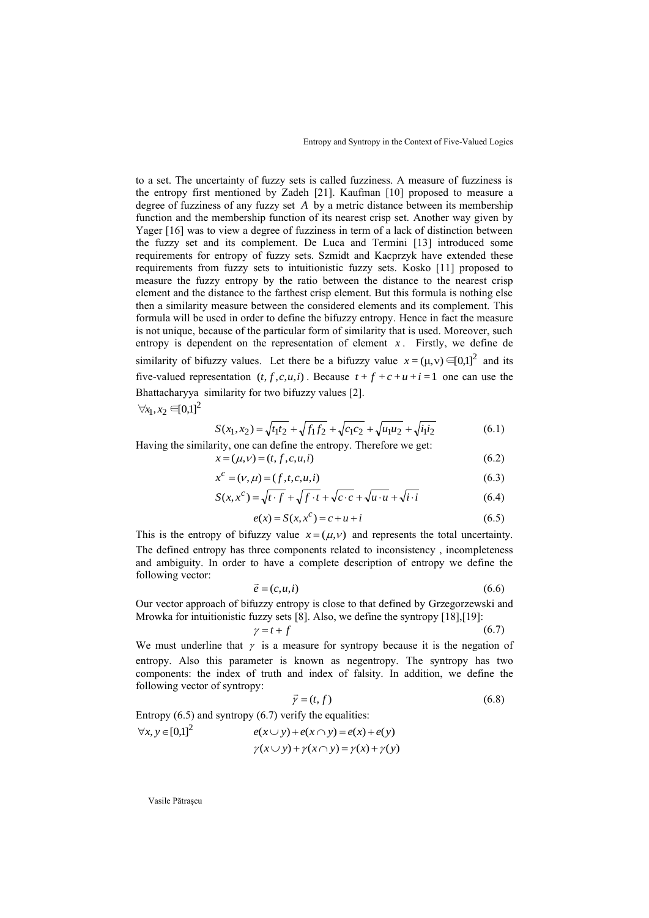to a set. The uncertainty of fuzzy sets is called fuzziness. A measure of fuzziness is the entropy first mentioned by Zadeh [21]. Kaufman [10] proposed to measure a degree of fuzziness of any fuzzy set $A$ by a metric distance between its membership function and the membership function of its nearest crisp set. Another way given by Yager [16] was to view a degree of fuzziness in term of a lack of distinction between the fuzzy set and its complement. De Luca and Termini [13] introduced some requirements for entropy of fuzzy sets. Szmidt and Kacprzyk have extended these requirements from fuzzy sets to intuitionistic fuzzy sets. Kosko [11] proposed to measure the fuzzy entropy by the ratio between the distance to the nearest crisp element and the distance to the farthest crisp element. But this formula is nothing else then a similarity measure between the considered elements and its complement. This formula will be used in order to define the bifuzzy entropy. Hence in fact the measure is not unique, because of the particular form of similarity that is used. Moreover, such entropy is dependent on the representation of element $x$. Firstly, we define de similarity of bifuzzy values. Let there be a bifuzzy value $x = (\mu, \nu) \in [0,1]^2$ and its five-valued representation $(t, f, c, u, i)$. Because $t + f + c + u + i = 1$ one can use the Bhattacharyya similarity for two bifuzzy values [2].

$\forall x_1, x_2 \in [0,1]^2$

$$S(x_1, x_2) = \sqrt{t_1 t_2} + \sqrt{f_1 f_2} + \sqrt{c_1 c_2} + \sqrt{u_1 u_2} + \sqrt{i_1 i_2} \tag{6.1}$$

Having the similarity, one can define the entropy. Therefore we get:

$$x = (\mu, \nu) = (t, f, c, u, i) \tag{6.2}$$

$$x^c = (\nu, \mu) = (f, t, c, u, i) \tag{6.3}$$

$$S(x, x^c) = \sqrt{t \cdot f} + \sqrt{f \cdot t} + \sqrt{c \cdot c} + \sqrt{u \cdot u} + \sqrt{i \cdot i} \tag{6.4}$$

$$e(x) = S(x, x^c) = c + u + i \tag{6.5}$$

This is the entropy of bifuzzy value $x = (\mu, \nu)$ and represents the total uncertainty. The defined entropy has three components related to inconsistency , incompleteness and ambiguity. In order to have a complete description of entropy we define the following vector:

$$\vec{e} = (c, u, i) \tag{6.6}$$

Our vector approach of bifuzzy entropy is close to that defined by Grzegorzewski and Mrowka for intuitionistic fuzzy sets [8]. Also, we define the syntropy [18],[19]:

$$\gamma = t + f \tag{6.7}$$

We must underline that $\gamma$ is a measure for syntropy because it is the negation of entropy. Also this parameter is known as negentropy. The syntropy has two components: the index of truth and index of falsity. In addition, we define the following vector of syntropy:

$$\vec{\gamma} = (t, f) \tag{6.8}$$

Entropy (6.5) and syntropy (6.7) verify the equalities:

$\forall x, y \in [0,1]^2$

$$e(x \cup y) + e(x \cap y) = e(x) + e(y)$$

$$\gamma(x \cup y) + \gamma(x \cap y) = \gamma(x) + \gamma(y)$$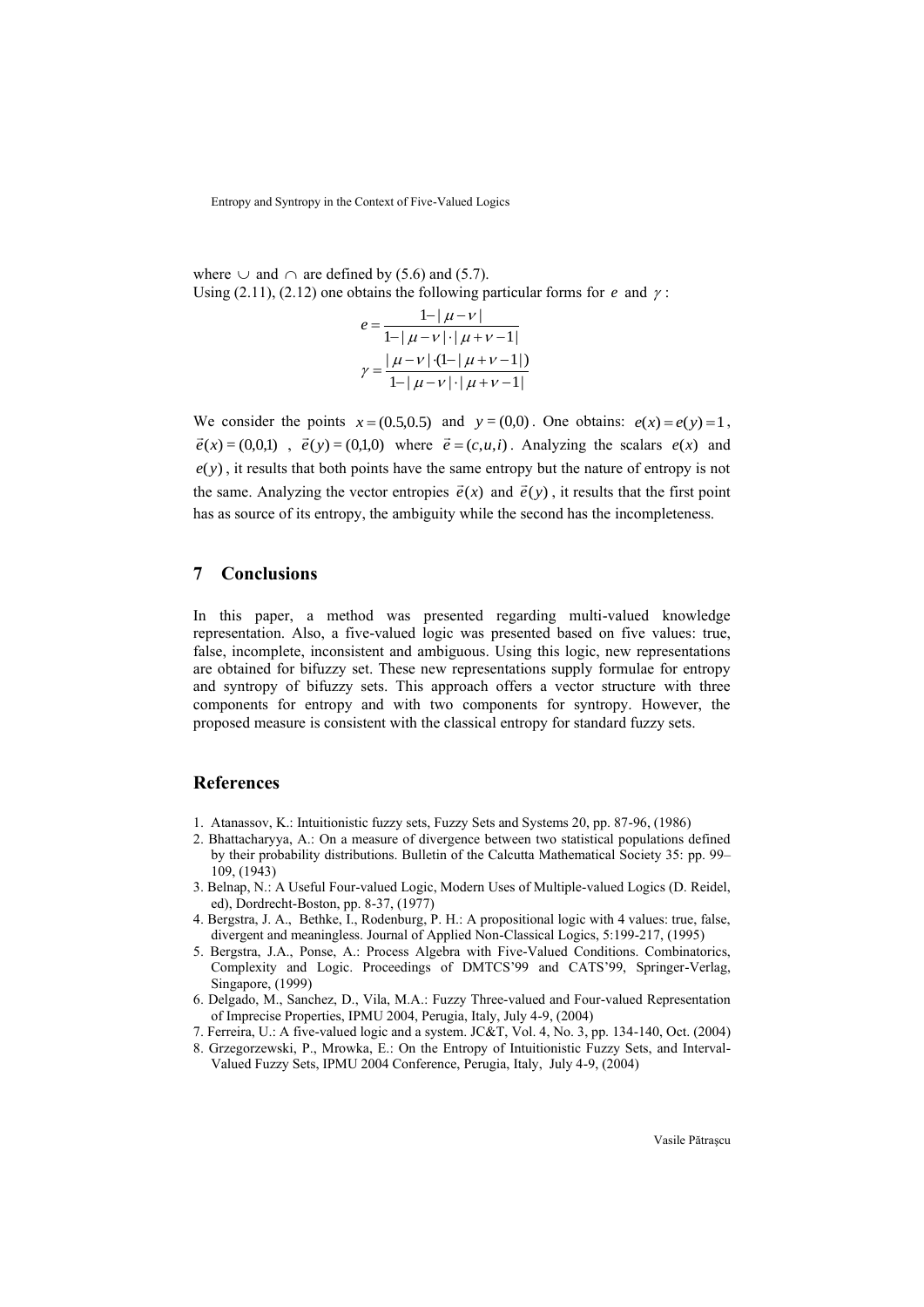where $\cup$ and $\cap$ are defined by (5.6) and (5.7).
Using (2.11), (2.12) one obtains the following particular forms for $e$ and $\gamma$ :

$$e = \frac{1 - |\mu - \nu|}{1 - |\mu - \nu| \cdot |\mu + \nu - 1|}$$

$$\gamma = \frac{|\mu - \nu| \cdot (1 - |\mu + \nu - 1|)}{1 - |\mu - \nu| \cdot |\mu + \nu - 1|}$$

We consider the points $x = (0.5, 0.5)$ and $y = (0,0)$. One obtains: $e(x) = e(y) = 1$, $\vec{e}(x) = (0,0,1)$, $\vec{e}(y) = (0,1,0)$ where $\vec{e} = (c,u,i)$. Analyzing the scalars $e(x)$ and $e(y)$, it results that both points have the same entropy but the nature of entropy is not the same. Analyzing the vector entropies $\vec{e}(x)$ and $\vec{e}(y)$, it results that the first point has as source of its entropy, the ambiguity while the second has the incompleteness.

## 7 Conclusions

In this paper, a method was presented regarding multi-valued knowledge representation. Also, a five-valued logic was presented based on five values: true, false, incomplete, inconsistent and ambiguous. Using this logic, new representations are obtained for bifuzzy set. These new representations supply formulae for entropy and syntropy of bifuzzy sets. This approach offers a vector structure with three components for entropy and with two components for syntropy. However, the proposed measure is consistent with the classical entropy for standard fuzzy sets.

## References

1. Atanassov, K.: Intuitionistic fuzzy sets, Fuzzy Sets and Systems 20, pp. 87-96, (1986)
2. Bhattacharyya, A.: On a measure of divergence between two statistical populations defined by their probability distributions. Bulletin of the Calcutta Mathematical Society 35: pp. 99–109, (1943)
3. Belnap, N.: A Useful Four-valued Logic, Modern Uses of Multiple-valued Logics (D. Reidel, ed), Dordrecht-Boston, pp. 8-37, (1977)
4. Bergstra, J. A., Bethke, I., Rodenburg, P. H.: A propositional logic with 4 values: true, false, divergent and meaningless. Journal of Applied Non-Classical Logics, 5:199-217, (1995)
5. Bergstra, J.A., Ponse, A.: Process Algebra with Five-Valued Conditions. Combinatorics, Complexity and Logic. Proceedings of DMTCS'99 and CATS'99, Springer-Verlag, Singapore, (1999)
6. Delgado, M., Sanchez, D., Vila, M.A.: Fuzzy Three-valued and Four-valued Representation of Imprecise Properties, IPMU 2004, Perugia, Italy, July 4-9, (2004)
7. Ferreira, U.: A five-valued logic and a system. JC&T, Vol. 4, No. 3, pp. 134-140, Oct. (2004)
8. Grzegorzewski, P., Mrowka, E.: On the Entropy of Intuitionistic Fuzzy Sets, and Interval-Valued Fuzzy Sets, IPMU 2004 Conference, Perugia, Italy, July 4-9, (2004)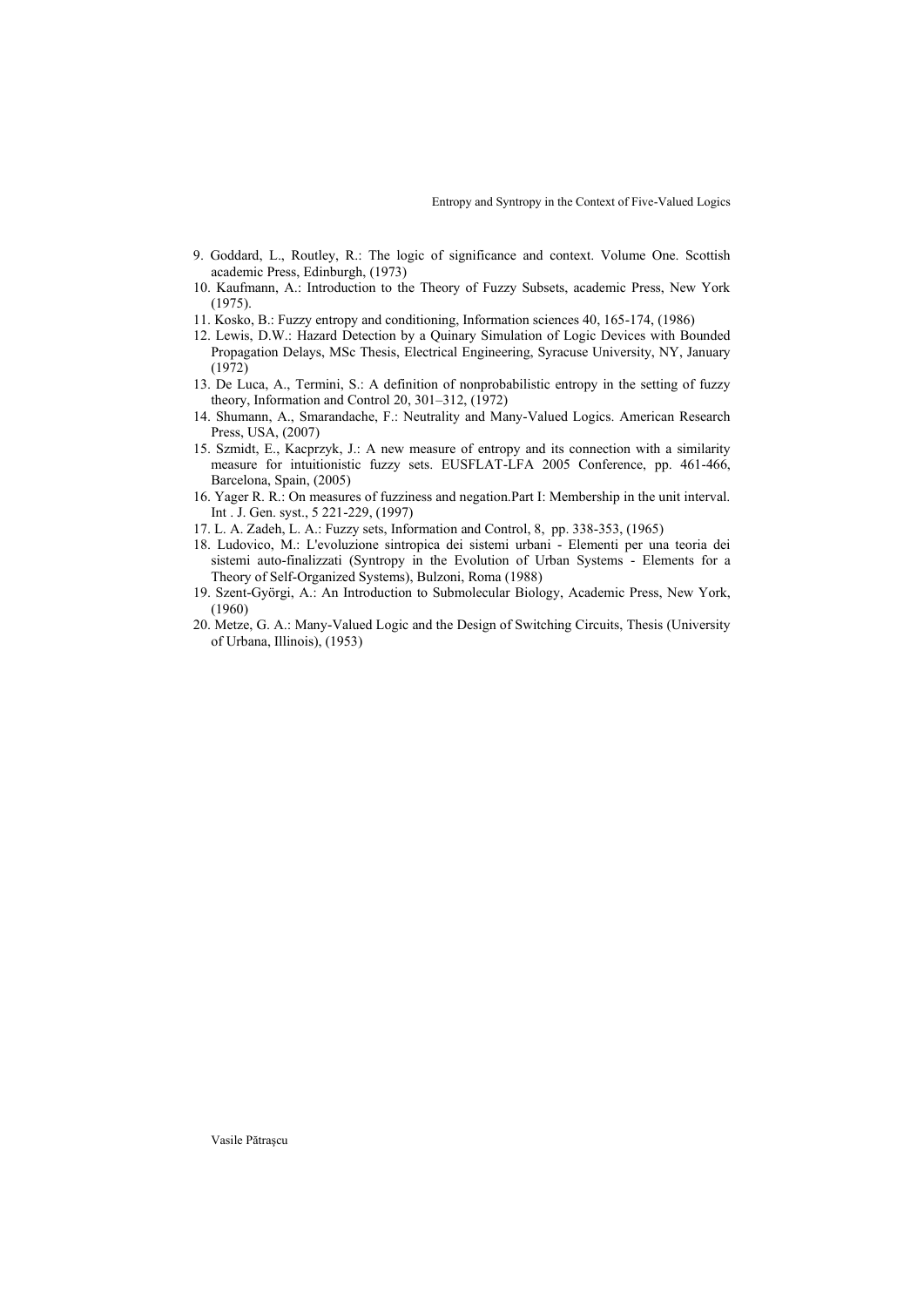9. Goddard, L., Routley, R.: The logic of significance and context. Volume One. Scottish academic Press, Edinburgh, (1973)
10. Kaufmann, A.: Introduction to the Theory of Fuzzy Subsets, academic Press, New York (1975).
11. Kosko, B.: Fuzzy entropy and conditioning, Information sciences 40, 165-174, (1986)
12. Lewis, D.W.: Hazard Detection by a Quinary Simulation of Logic Devices with Bounded Propagation Delays, MSc Thesis, Electrical Engineering, Syracuse University, NY, January (1972)
13. De Luca, A., Termini, S.: A definition of nonprobabilistic entropy in the setting of fuzzy theory, Information and Control 20, 301–312, (1972)
14. Shumann, A., Smarandache, F.: Neutrality and Many-Valued Logics. American Research Press, USA, (2007)
15. Szmidt, E., Kacprzyk, J.: A new measure of entropy and its connection with a similarity measure for intuitionistic fuzzy sets. EUSFLAT-LFA 2005 Conference, pp. 461-466, Barcelona, Spain, (2005)
16. Yager R. R.: On measures of fuzziness and negation.Part I: Membership in the unit interval. Int . J. Gen. syst., 5 221-229, (1997)
17. L. A. Zadeh, L. A.: Fuzzy sets, Information and Control, 8, pp. 338-353, (1965)
18. Ludovico, M.: L'evoluzione sintropica dei sistemi urbani - Elementi per una teoria dei sistemi auto-finalizzati (Syntropy in the Evolution of Urban Systems - Elements for a Theory of Self-Organized Systems), Bulzoni, Roma (1988)
19. Szent-Györgi, A.: An Introduction to Submolecular Biology, Academic Press, New York, (1960)
20. Metze, G. A.: Many-Valued Logic and the Design of Switching Circuits, Thesis (University of Urbana, Illinois), (1953)